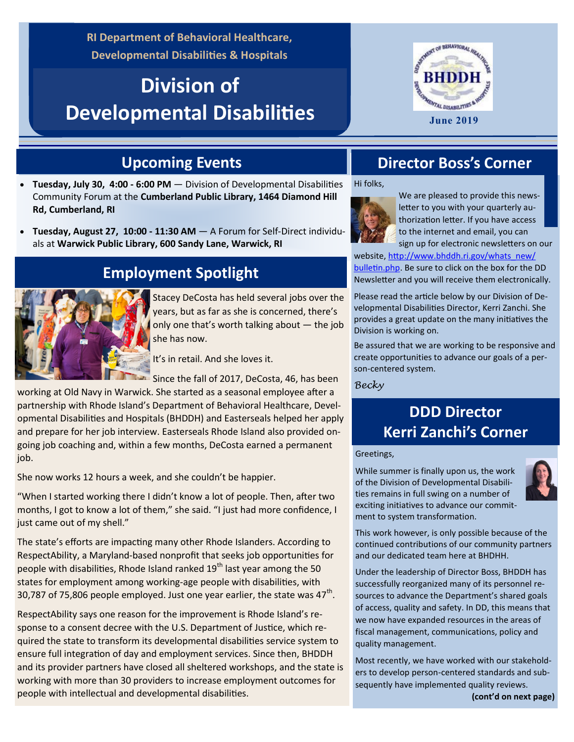RI Department of Behavioral Healthcare, Developmental Disabilities & Hospitals

# Division of Developmental Disabilities

June 2019

## Upcoming Events

- **Tuesday, July 30, 4:00 - 6:00 PM** — Division of Developmental Disabilities Community Forum at the **Cumberland Public Library, 1464 Diamond Hill Rd, Cumberland, RI**
- **Tuesday, August 27, 10:00 - 11:30 AM** — A Forum for Self-Direct individuals at **Warwick Public Library, 600 Sandy Lane, Warwick, RI**

## Employment Spotlight

Stacey DeCosta has held several jobs over the years, but as far as she is concerned, there's only one that's worth talking about — the job she has now.

It's in retail. And she loves it.

Since the fall of 2017, DeCosta, 46, has been working at Old Navy in Warwick. She started as a seasonal employee after a partnership with Rhode Island's Department of Behavioral Healthcare, Developmental Disabilities and Hospitals (BHDDH) and Easterseals helped her apply and prepare for her job interview. Easterseals Rhode Island also provided ongoing job coaching and, within a few months, DeCosta earned a permanent job.

She now works 12 hours a week, and she couldn't be happier.

"When I started working there I didn't know a lot of people. Then, after two months, I got to know a lot of them," she said. "I just had more confidence, I just came out of my shell."

The state's efforts are impacting many other Rhode Islanders. According to RespectAbility, a Maryland-based nonprofit that seeks job opportunities for people with disabilities, Rhode Island ranked 19th last year among the 50 states for employment among working-age people with disabilities, with 30,787 of 75,806 people employed. Just one year earlier, the state was 47th.

RespectAbility says one reason for the improvement is Rhode Island's response to a consent decree with the U.S. Department of Justice, which required the state to transform its developmental disabilities service system to ensure full integration of day and employment services. Since then, BHDDH and its provider partners have closed all sheltered workshops, and the state is working with more than 30 providers to increase employment outcomes for people with intellectual and developmental disabilities.

## Director Boss's Corner

Hi folks,

We are pleased to provide this newsletter to you with your quarterly authorization letter. If you have access to the internet and email, you can sign up for electronic newsletters on our website, http://www.bhddh.ri.gov/whats_new/bulletin.php. Be sure to click on the box for the DD Newsletter and you will receive them electronically.

Please read the article below by our Division of Developmental Disabilities Director, Kerri Zanchi. She provides a great update on the many initiatives the Division is working on.

Be assured that we are working to be responsive and create opportunities to advance our goals of a person-centered system.

*Becky*

## DDD Director Kerri Zanchi's Corner

Greetings,

While summer is finally upon us, the work of the Division of Developmental Disabilities remains in full swing on a number of exciting initiatives to advance our commitment to system transformation.

This work however, is only possible because of the continued contributions of our community partners and our dedicated team here at BHDHH.

Under the leadership of Director Boss, BHDDH has successfully reorganized many of its personnel resources to advance the Department's shared goals of access, quality and safety. In DD, this means that we now have expanded resources in the areas of fiscal management, communications, policy and quality management.

Most recently, we have worked with our stakeholders to develop person-centered standards and subsequently have implemented quality reviews.

**(cont'd on next page)**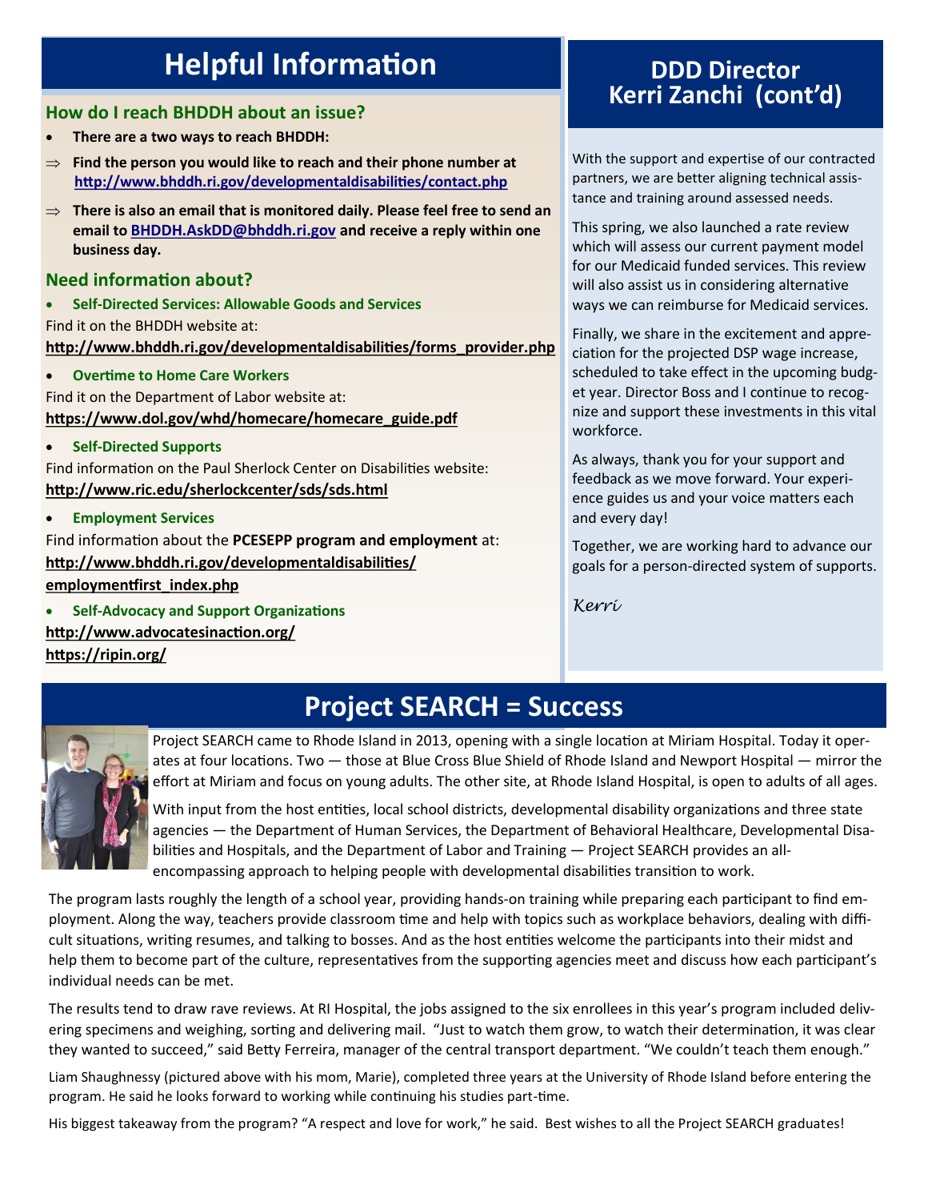# Helpful Information

### How do I reach BHDDH about an issue?

- **There are a two ways to reach BHDDH:**

⇒ **Find the person you would like to reach and their phone number at http://www.bhddh.ri.gov/developmentaldisabilities/contact.php**

⇒ **There is also an email that is monitored daily. Please feel free to send an email to BHDDH.AskDD@bhddh.ri.gov and receive a reply within one business day.**

### Need information about?

- **Self-Directed Services: Allowable Goods and Services**

Find it on the BHDDH website at:
**http://www.bhddh.ri.gov/developmentaldisabilities/forms_provider.php**

- **Overtime to Home Care Workers**

Find it on the Department of Labor website at:
**https://www.dol.gov/whd/homecare/homecare_guide.pdf**

- **Self-Directed Supports**

Find information on the Paul Sherlock Center on Disabilities website:
**http://www.ric.edu/sherlockcenter/sds/sds.html**

- **Employment Services**

Find information about the **PCESEPP program and employment** at:
**http://www.bhddh.ri.gov/developmentaldisabilities/employmentfirst_index.php**

- **Self-Advocacy and Support Organizations**

**http://www.advocatesinaction.org/**
**https://ripin.org/**

# DDD Director Kerri Zanchi (cont'd)

With the support and expertise of our contracted partners, we are better aligning technical assistance and training around assessed needs.

This spring, we also launched a rate review which will assess our current payment model for our Medicaid funded services. This review will also assist us in considering alternative ways we can reimburse for Medicaid services.

Finally, we share in the excitement and appreciation for the projected DSP wage increase, scheduled to take effect in the upcoming budget year. Director Boss and I continue to recognize and support these investments in this vital workforce.

As always, thank you for your support and feedback as we move forward. Your experience guides us and your voice matters each and every day!

Together, we are working hard to advance our goals for a person-directed system of supports.

*Kerri*

# Project SEARCH = Success

Project SEARCH came to Rhode Island in 2013, opening with a single location at Miriam Hospital. Today it operates at four locations. Two — those at Blue Cross Blue Shield of Rhode Island and Newport Hospital — mirror the effort at Miriam and focus on young adults. The other site, at Rhode Island Hospital, is open to adults of all ages.

With input from the host entities, local school districts, developmental disability organizations and three state agencies — the Department of Human Services, the Department of Behavioral Healthcare, Developmental Disabilities and Hospitals, and the Department of Labor and Training — Project SEARCH provides an all-encompassing approach to helping people with developmental disabilities transition to work.

The program lasts roughly the length of a school year, providing hands-on training while preparing each participant to find employment. Along the way, teachers provide classroom time and help with topics such as workplace behaviors, dealing with difficult situations, writing resumes, and talking to bosses. And as the host entities welcome the participants into their midst and help them to become part of the culture, representatives from the supporting agencies meet and discuss how each participant's individual needs can be met.

The results tend to draw rave reviews. At RI Hospital, the jobs assigned to the six enrollees in this year's program included delivering specimens and weighing, sorting and delivering mail. "Just to watch them grow, to watch their determination, it was clear they wanted to succeed," said Betty Ferreira, manager of the central transport department. "We couldn't teach them enough."

Liam Shaughnessy (pictured above with his mom, Marie), completed three years at the University of Rhode Island before entering the program. He said he looks forward to working while continuing his studies part-time.

His biggest takeaway from the program? "A respect and love for work," he said. Best wishes to all the Project SEARCH graduates!